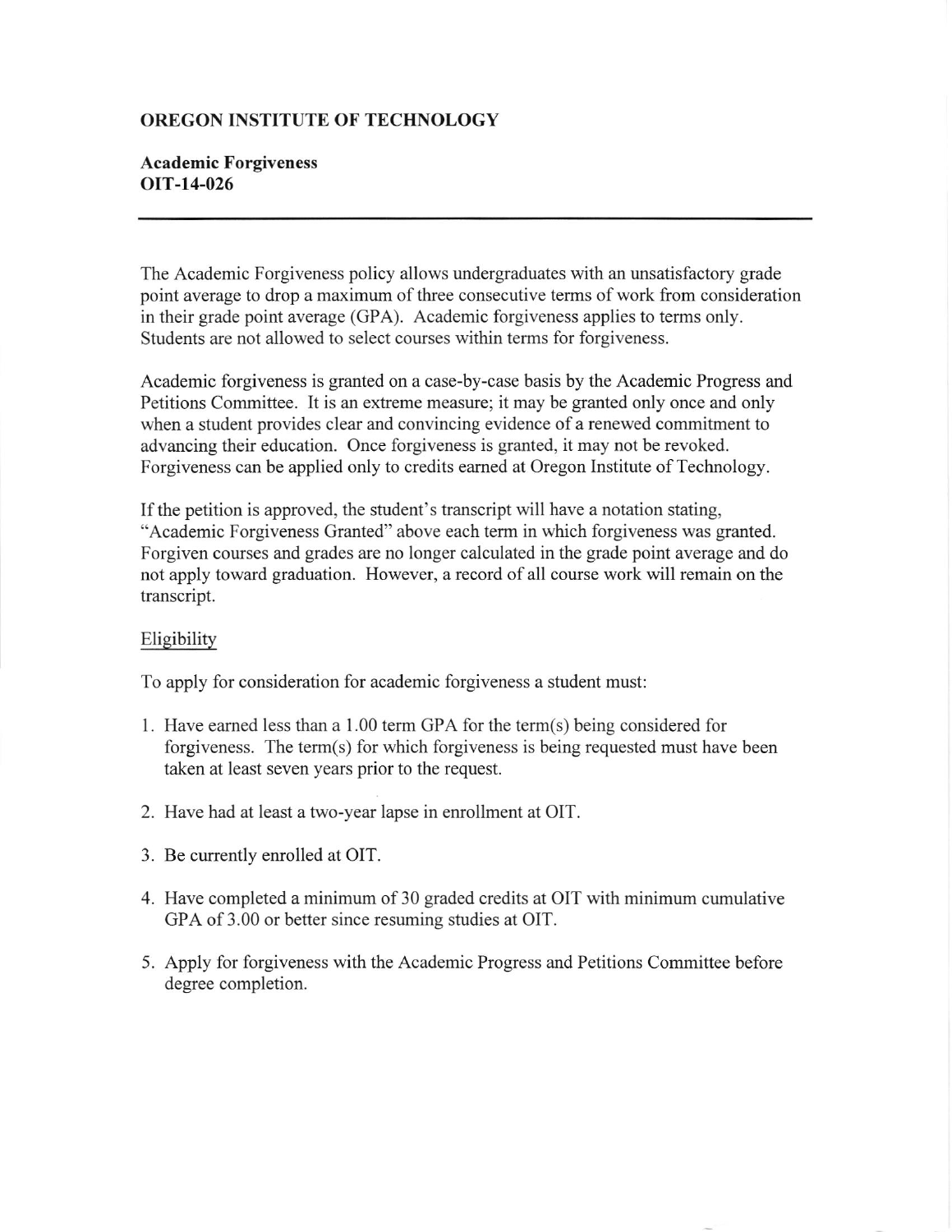# OREGON INSTITUTE OF TECHNOLOGY

## Academic Forgiveness
## OIT-14-026

---

The Academic Forgiveness policy allows undergraduates with an unsatisfactory grade point average to drop a maximum of three consecutive terms of work from consideration in their grade point average (GPA). Academic forgiveness applies to terms only. Students are not allowed to select courses within terms for forgiveness.

Academic forgiveness is granted on a case-by-case basis by the Academic Progress and Petitions Committee. It is an extreme measure; it may be granted only once and only when a student provides clear and convincing evidence of a renewed commitment to advancing their education. Once forgiveness is granted, it may not be revoked. Forgiveness can be applied only to credits earned at Oregon Institute of Technology.

If the petition is approved, the student's transcript will have a notation stating, "Academic Forgiveness Granted" above each term in which forgiveness was granted. Forgiven courses and grades are no longer calculated in the grade point average and do not apply toward graduation. However, a record of all course work will remain on the transcript.

### Eligibility

To apply for consideration for academic forgiveness a student must:

1. Have earned less than a 1.00 term GPA for the term(s) being considered for forgiveness. The term(s) for which forgiveness is being requested must have been taken at least seven years prior to the request.

2. Have had at least a two-year lapse in enrollment at OIT.

3. Be currently enrolled at OIT.

4. Have completed a minimum of 30 graded credits at OIT with minimum cumulative GPA of 3.00 or better since resuming studies at OIT.

5. Apply for forgiveness with the Academic Progress and Petitions Committee before degree completion.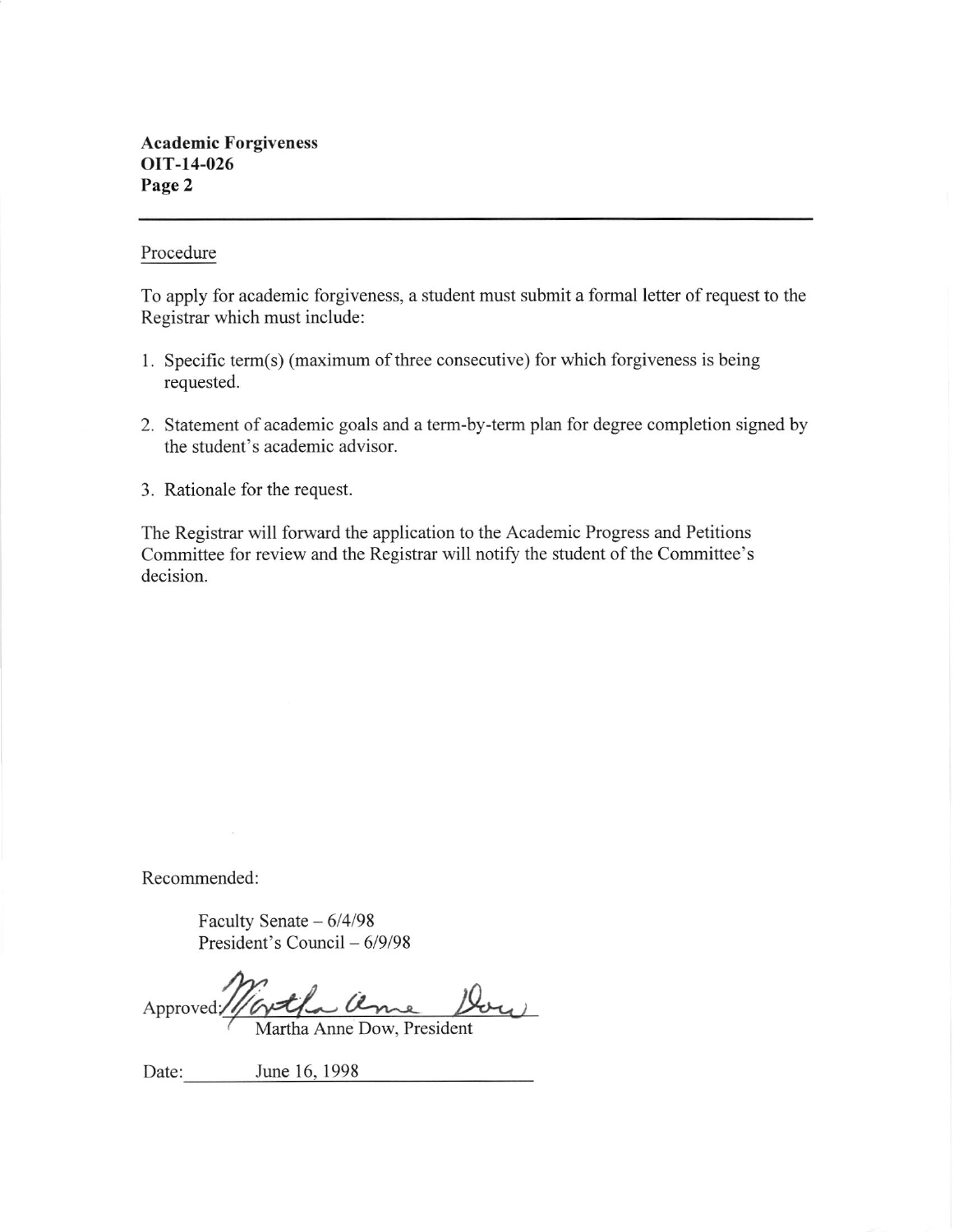## Procedure

To apply for academic forgiveness, a student must submit a formal letter of request to the Registrar which must include:

1. Specific term(s) (maximum of three consecutive) for which forgiveness is being requested.
2. Statement of academic goals and a term-by-term plan for degree completion signed by the student's academic advisor.
3. Rationale for the request.

The Registrar will forward the application to the Academic Progress and Petitions Committee for review and the Registrar will notify the student of the Committee's decision.

Recommended:

Faculty Senate – 6/4/98
President's Council – 6/9/98

Approved: Martha Anne Dow
Martha Anne Dow, President

Date: June 16, 1998